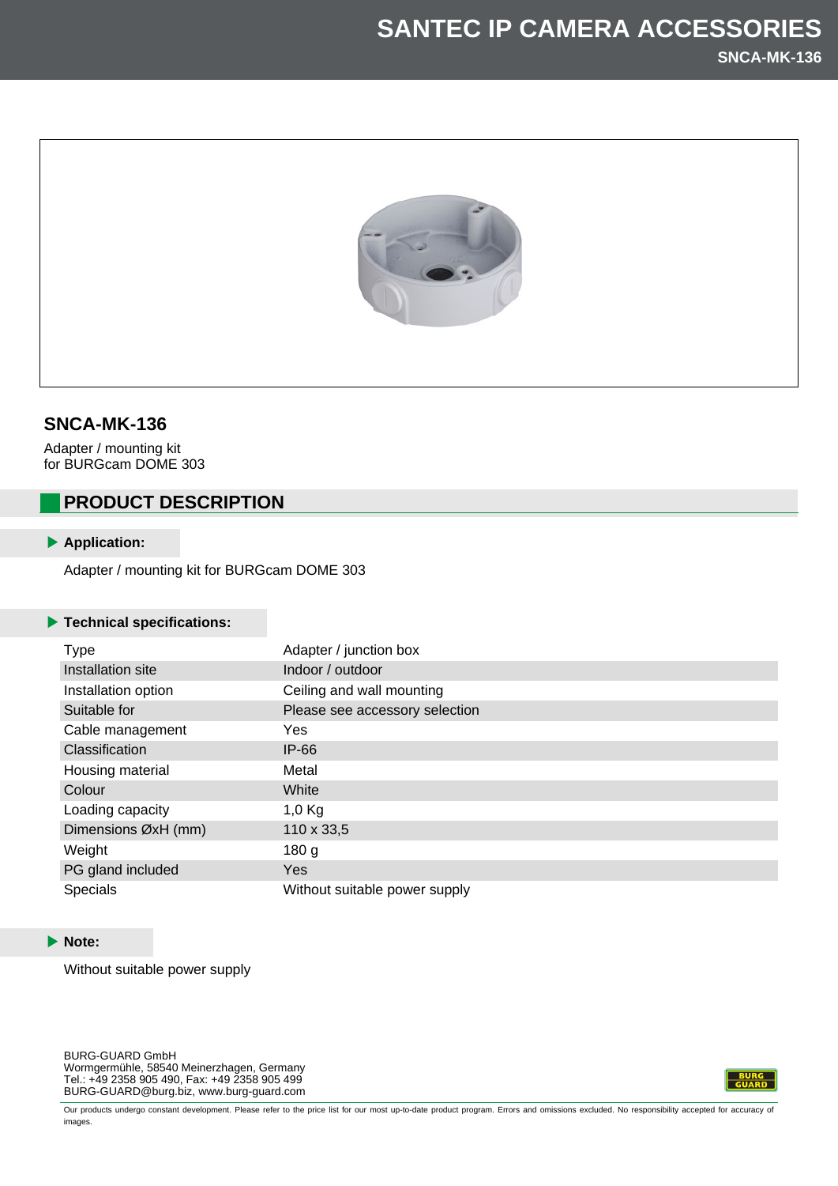# SANTEC IP CAMERA ACCESSORIES

SNCA-MK-136

## SNCA-MK-136

Adapter / mounting kit
for BURGcam DOME 303

## PRODUCT DESCRIPTION

### Application:

Adapter / mounting kit for BURGcam DOME 303

### Technical specifications:

| | |
|---|---|
| Type | Adapter / junction box |
| Installation site | Indoor / outdoor |
| Installation option | Ceiling and wall mounting |
| Suitable for | Please see accessory selection |
| Cable management | Yes |
| Classification | IP-66 |
| Housing material | Metal |
| Colour | White |
| Loading capacity | 1,0 Kg |
| Dimensions ØxH (mm) | 110 x 33,5 |
| Weight | 180 g |
| PG gland included | Yes |
| Specials | Without suitable power supply |

### Note:

Without suitable power supply

BURG-GUARD GmbH
Wormgermühle, 58540 Meinerzhagen, Germany
Tel.: +49 2358 905 490, Fax: +49 2358 905 499
BURG-GUARD@burg.biz, www.burg-guard.com

Our products undergo constant development. Please refer to the price list for our most up-to-date product program. Errors and omissions excluded. No responsibility accepted for accuracy of images.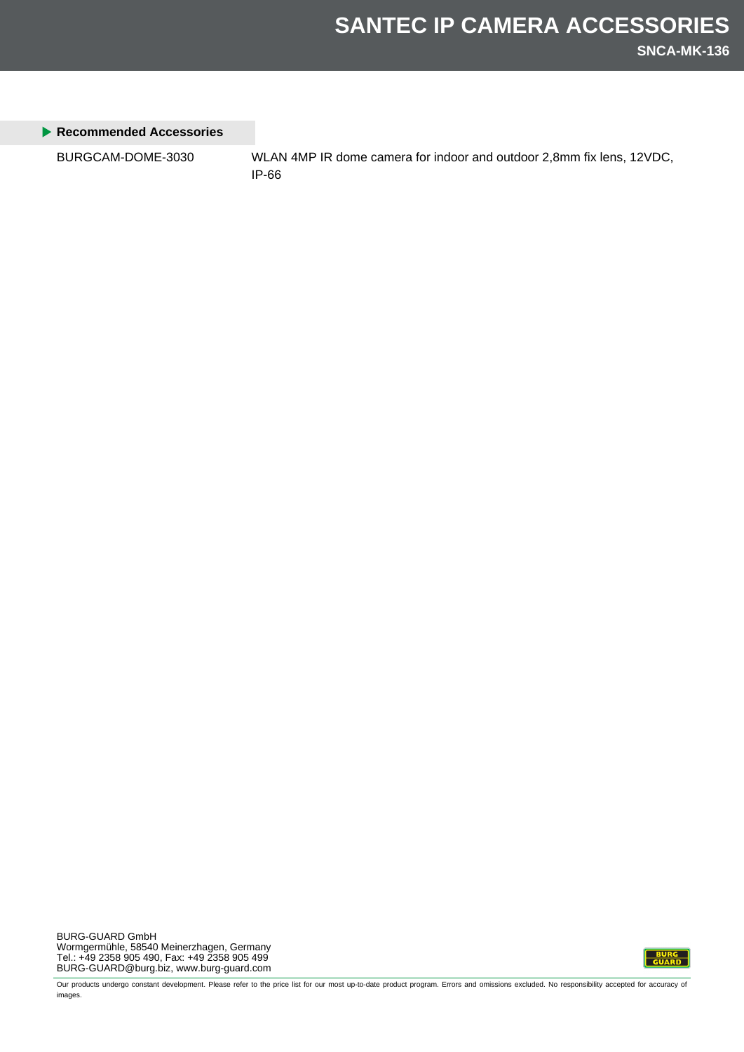## Recommended Accessories

| | |
|---|---|
| BURGCAM-DOME-3030 | WLAN 4MP IR dome camera for indoor and outdoor 2,8mm fix lens, 12VDC, IP-66 |

BURG-GUARD GmbH
Wormgermühle, 58540 Meinerzhagen, Germany
Tel.: +49 2358 905 490, Fax: +49 2358 905 499
BURG-GUARD@burg.biz, www.burg-guard.com

Our products undergo constant development. Please refer to the price list for our most up-to-date product program. Errors and omissions excluded. No responsibility accepted for accuracy of images.